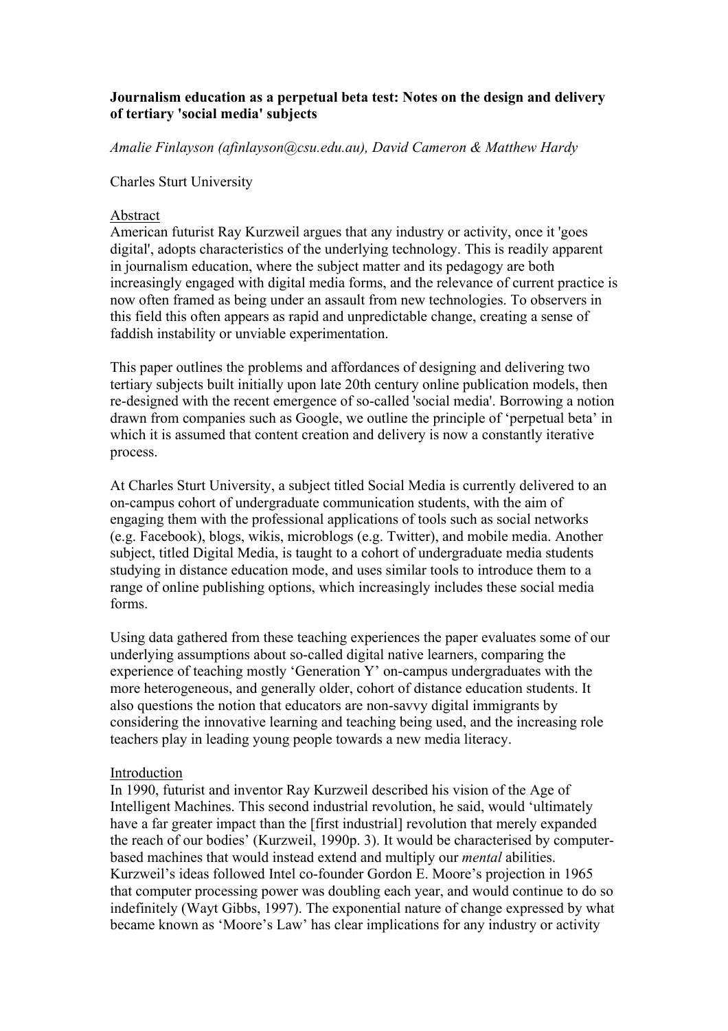**Journalism education as a perpetual beta test: Notes on the design and delivery of tertiary 'social media' subjects**

*Amalie Finlayson (afinlayson@csu.edu.au), David Cameron & Matthew Hardy*

Charles Sturt University

## Abstract

American futurist Ray Kurzweil argues that any industry or activity, once it 'goes digital', adopts characteristics of the underlying technology. This is readily apparent in journalism education, where the subject matter and its pedagogy are both increasingly engaged with digital media forms, and the relevance of current practice is now often framed as being under an assault from new technologies. To observers in this field this often appears as rapid and unpredictable change, creating a sense of faddish instability or unviable experimentation.

This paper outlines the problems and affordances of designing and delivering two tertiary subjects built initially upon late 20th century online publication models, then re-designed with the recent emergence of so-called 'social media'. Borrowing a notion drawn from companies such as Google, we outline the principle of 'perpetual beta' in which it is assumed that content creation and delivery is now a constantly iterative process.

At Charles Sturt University, a subject titled Social Media is currently delivered to an on-campus cohort of undergraduate communication students, with the aim of engaging them with the professional applications of tools such as social networks (e.g. Facebook), blogs, wikis, microblogs (e.g. Twitter), and mobile media. Another subject, titled Digital Media, is taught to a cohort of undergraduate media students studying in distance education mode, and uses similar tools to introduce them to a range of online publishing options, which increasingly includes these social media forms.

Using data gathered from these teaching experiences the paper evaluates some of our underlying assumptions about so-called digital native learners, comparing the experience of teaching mostly 'Generation Y' on-campus undergraduates with the more heterogeneous, and generally older, cohort of distance education students. It also questions the notion that educators are non-savvy digital immigrants by considering the innovative learning and teaching being used, and the increasing role teachers play in leading young people towards a new media literacy.

## Introduction

In 1990, futurist and inventor Ray Kurzweil described his vision of the Age of Intelligent Machines. This second industrial revolution, he said, would 'ultimately have a far greater impact than the [first industrial] revolution that merely expanded the reach of our bodies' (Kurzweil, 1990p. 3). It would be characterised by computer-based machines that would instead extend and multiply our *mental* abilities. Kurzweil's ideas followed Intel co-founder Gordon E. Moore's projection in 1965 that computer processing power was doubling each year, and would continue to do so indefinitely (Wayt Gibbs, 1997). The exponential nature of change expressed by what became known as 'Moore's Law' has clear implications for any industry or activity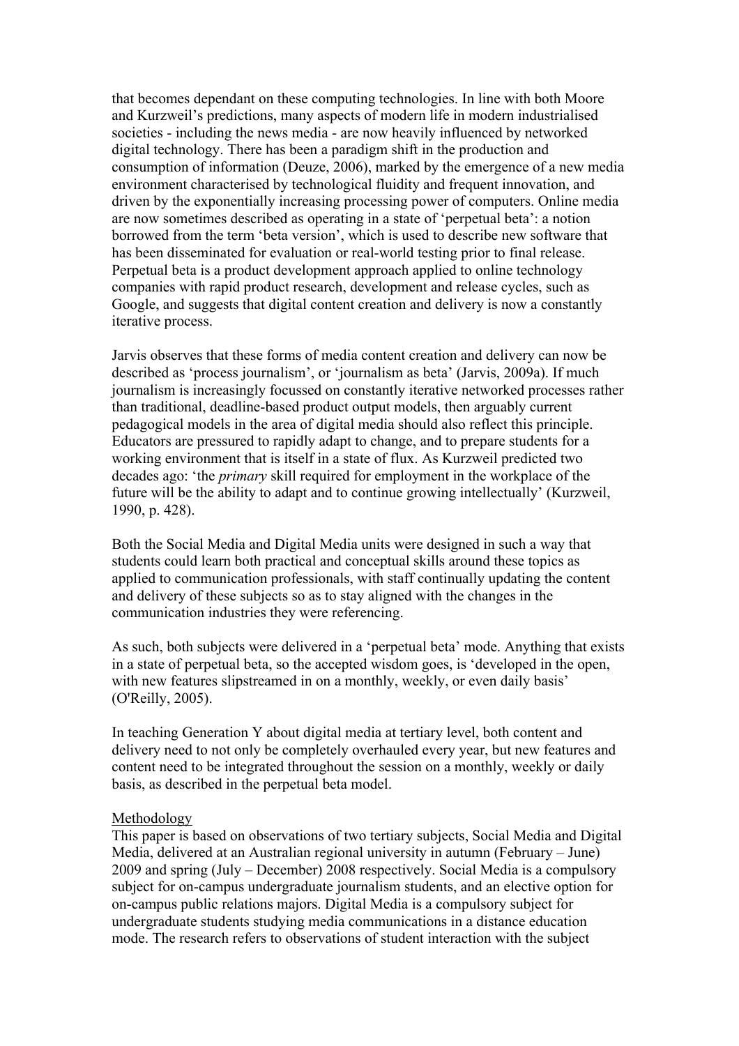that becomes dependant on these computing technologies. In line with both Moore and Kurzweil's predictions, many aspects of modern life in modern industrialised societies - including the news media - are now heavily influenced by networked digital technology. There has been a paradigm shift in the production and consumption of information (Deuze, 2006), marked by the emergence of a new media environment characterised by technological fluidity and frequent innovation, and driven by the exponentially increasing processing power of computers. Online media are now sometimes described as operating in a state of 'perpetual beta': a notion borrowed from the term 'beta version', which is used to describe new software that has been disseminated for evaluation or real-world testing prior to final release. Perpetual beta is a product development approach applied to online technology companies with rapid product research, development and release cycles, such as Google, and suggests that digital content creation and delivery is now a constantly iterative process.

Jarvis observes that these forms of media content creation and delivery can now be described as 'process journalism', or 'journalism as beta' (Jarvis, 2009a). If much journalism is increasingly focussed on constantly iterative networked processes rather than traditional, deadline-based product output models, then arguably current pedagogical models in the area of digital media should also reflect this principle. Educators are pressured to rapidly adapt to change, and to prepare students for a working environment that is itself in a state of flux. As Kurzweil predicted two decades ago: 'the *primary* skill required for employment in the workplace of the future will be the ability to adapt and to continue growing intellectually' (Kurzweil, 1990, p. 428).

Both the Social Media and Digital Media units were designed in such a way that students could learn both practical and conceptual skills around these topics as applied to communication professionals, with staff continually updating the content and delivery of these subjects so as to stay aligned with the changes in the communication industries they were referencing.

As such, both subjects were delivered in a 'perpetual beta' mode. Anything that exists in a state of perpetual beta, so the accepted wisdom goes, is 'developed in the open, with new features slipstreamed in on a monthly, weekly, or even daily basis' (O'Reilly, 2005).

In teaching Generation Y about digital media at tertiary level, both content and delivery need to not only be completely overhauled every year, but new features and content need to be integrated throughout the session on a monthly, weekly or daily basis, as described in the perpetual beta model.

## Methodology

This paper is based on observations of two tertiary subjects, Social Media and Digital Media, delivered at an Australian regional university in autumn (February – June) 2009 and spring (July – December) 2008 respectively. Social Media is a compulsory subject for on-campus undergraduate journalism students, and an elective option for on-campus public relations majors. Digital Media is a compulsory subject for undergraduate students studying media communications in a distance education mode. The research refers to observations of student interaction with the subject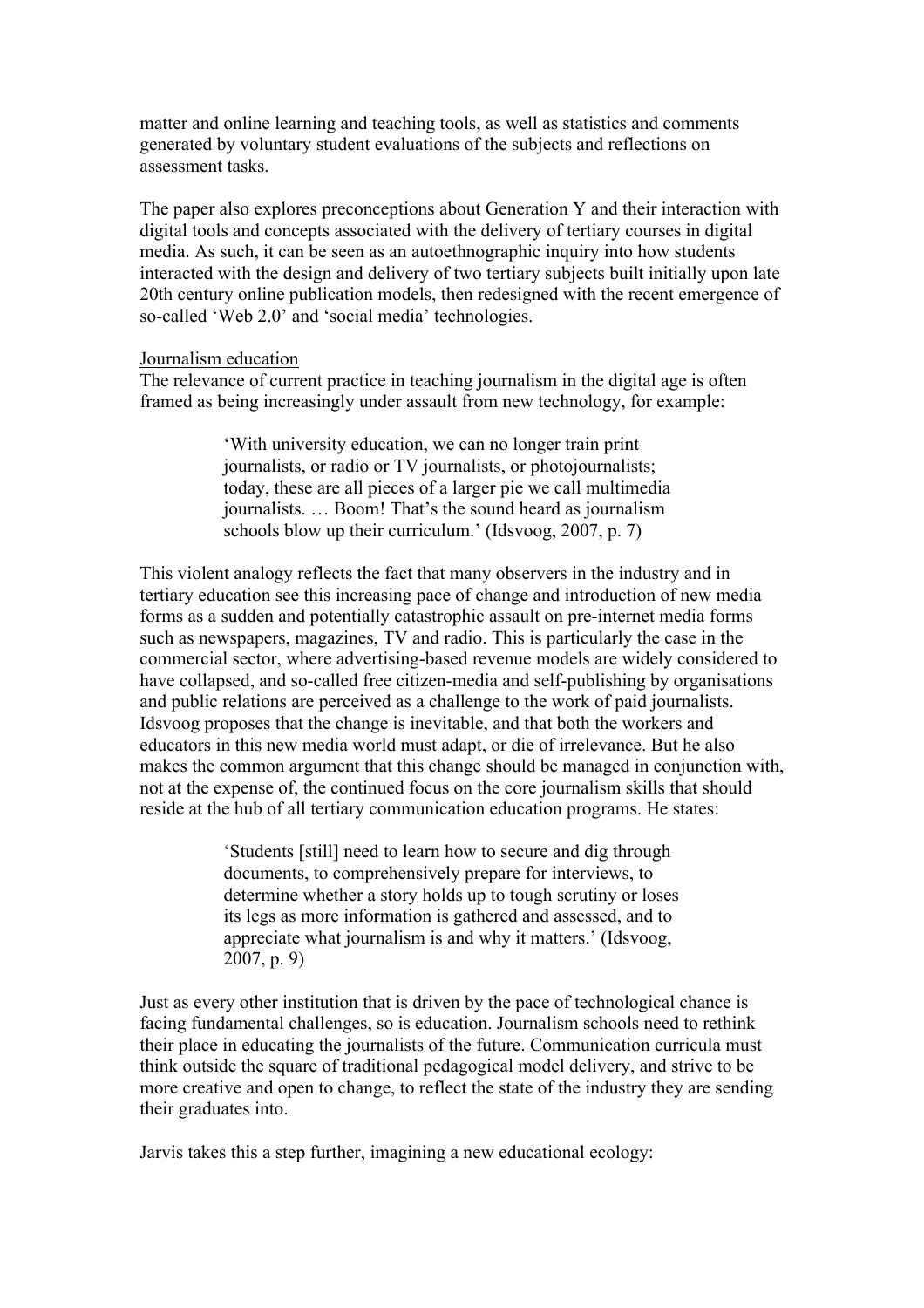matter and online learning and teaching tools, as well as statistics and comments generated by voluntary student evaluations of the subjects and reflections on assessment tasks.

The paper also explores preconceptions about Generation Y and their interaction with digital tools and concepts associated with the delivery of tertiary courses in digital media. As such, it can be seen as an autoethnographic inquiry into how students interacted with the design and delivery of two tertiary subjects built initially upon late 20th century online publication models, then redesigned with the recent emergence of so-called 'Web 2.0' and 'social media' technologies.

## Journalism education

The relevance of current practice in teaching journalism in the digital age is often framed as being increasingly under assault from new technology, for example:

> 'With university education, we can no longer train print journalists, or radio or TV journalists, or photojournalists; today, these are all pieces of a larger pie we call multimedia journalists. … Boom! That's the sound heard as journalism schools blow up their curriculum.' (Idsvoog, 2007, p. 7)

This violent analogy reflects the fact that many observers in the industry and in tertiary education see this increasing pace of change and introduction of new media forms as a sudden and potentially catastrophic assault on pre-internet media forms such as newspapers, magazines, TV and radio. This is particularly the case in the commercial sector, where advertising-based revenue models are widely considered to have collapsed, and so-called free citizen-media and self-publishing by organisations and public relations are perceived as a challenge to the work of paid journalists. Idsvoog proposes that the change is inevitable, and that both the workers and educators in this new media world must adapt, or die of irrelevance. But he also makes the common argument that this change should be managed in conjunction with, not at the expense of, the continued focus on the core journalism skills that should reside at the hub of all tertiary communication education programs. He states:

> 'Students [still] need to learn how to secure and dig through documents, to comprehensively prepare for interviews, to determine whether a story holds up to tough scrutiny or loses its legs as more information is gathered and assessed, and to appreciate what journalism is and why it matters.' (Idsvoog, 2007, p. 9)

Just as every other institution that is driven by the pace of technological chance is facing fundamental challenges, so is education. Journalism schools need to rethink their place in educating the journalists of the future. Communication curricula must think outside the square of traditional pedagogical model delivery, and strive to be more creative and open to change, to reflect the state of the industry they are sending their graduates into.

Jarvis takes this a step further, imagining a new educational ecology: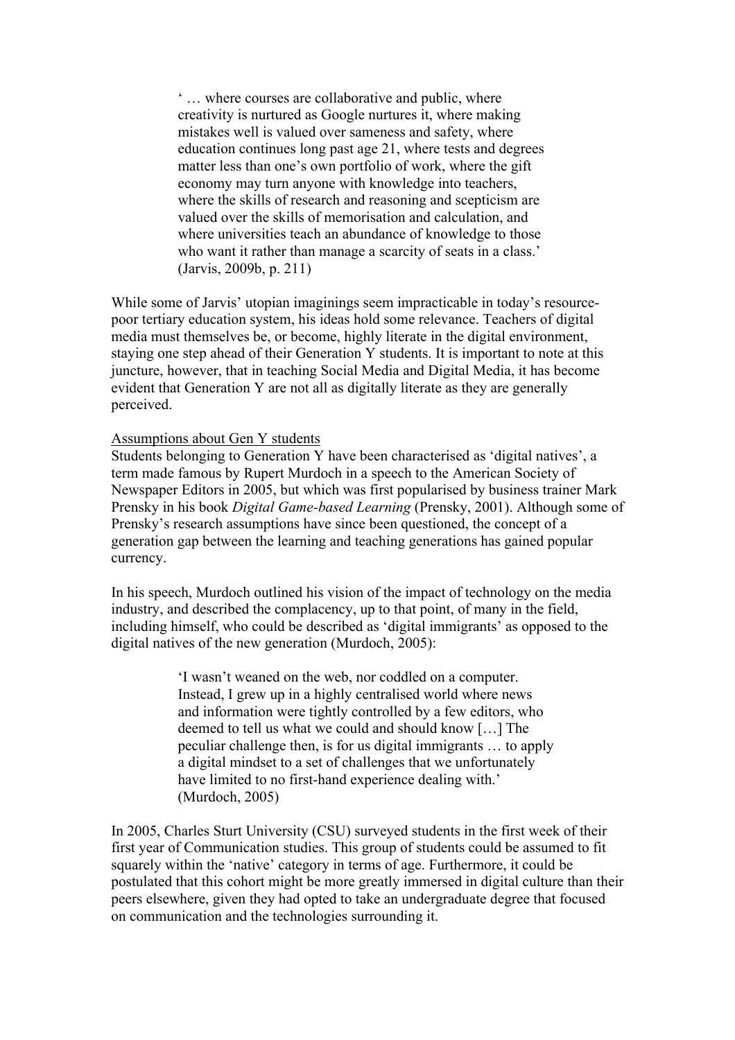> ' … where courses are collaborative and public, where creativity is nurtured as Google nurtures it, where making mistakes well is valued over sameness and safety, where education continues long past age 21, where tests and degrees matter less than one's own portfolio of work, where the gift economy may turn anyone with knowledge into teachers, where the skills of research and reasoning and scepticism are valued over the skills of memorisation and calculation, and where universities teach an abundance of knowledge to those who want it rather than manage a scarcity of seats in a class.' (Jarvis, 2009b, p. 211)

While some of Jarvis' utopian imaginings seem impracticable in today's resource-poor tertiary education system, his ideas hold some relevance. Teachers of digital media must themselves be, or become, highly literate in the digital environment, staying one step ahead of their Generation Y students. It is important to note at this juncture, however, that in teaching Social Media and Digital Media, it has become evident that Generation Y are not all as digitally literate as they are generally perceived.

<u>Assumptions about Gen Y students</u>

Students belonging to Generation Y have been characterised as 'digital natives', a term made famous by Rupert Murdoch in a speech to the American Society of Newspaper Editors in 2005, but which was first popularised by business trainer Mark Prensky in his book *Digital Game-based Learning* (Prensky, 2001). Although some of Prensky's research assumptions have since been questioned, the concept of a generation gap between the learning and teaching generations has gained popular currency.

In his speech, Murdoch outlined his vision of the impact of technology on the media industry, and described the complacency, up to that point, of many in the field, including himself, who could be described as 'digital immigrants' as opposed to the digital natives of the new generation (Murdoch, 2005):

> 'I wasn't weaned on the web, nor coddled on a computer. Instead, I grew up in a highly centralised world where news and information were tightly controlled by a few editors, who deemed to tell us what we could and should know […] The peculiar challenge then, is for us digital immigrants … to apply a digital mindset to a set of challenges that we unfortunately have limited to no first-hand experience dealing with.' (Murdoch, 2005)

In 2005, Charles Sturt University (CSU) surveyed students in the first week of their first year of Communication studies. This group of students could be assumed to fit squarely within the 'native' category in terms of age. Furthermore, it could be postulated that this cohort might be more greatly immersed in digital culture than their peers elsewhere, given they had opted to take an undergraduate degree that focused on communication and the technologies surrounding it.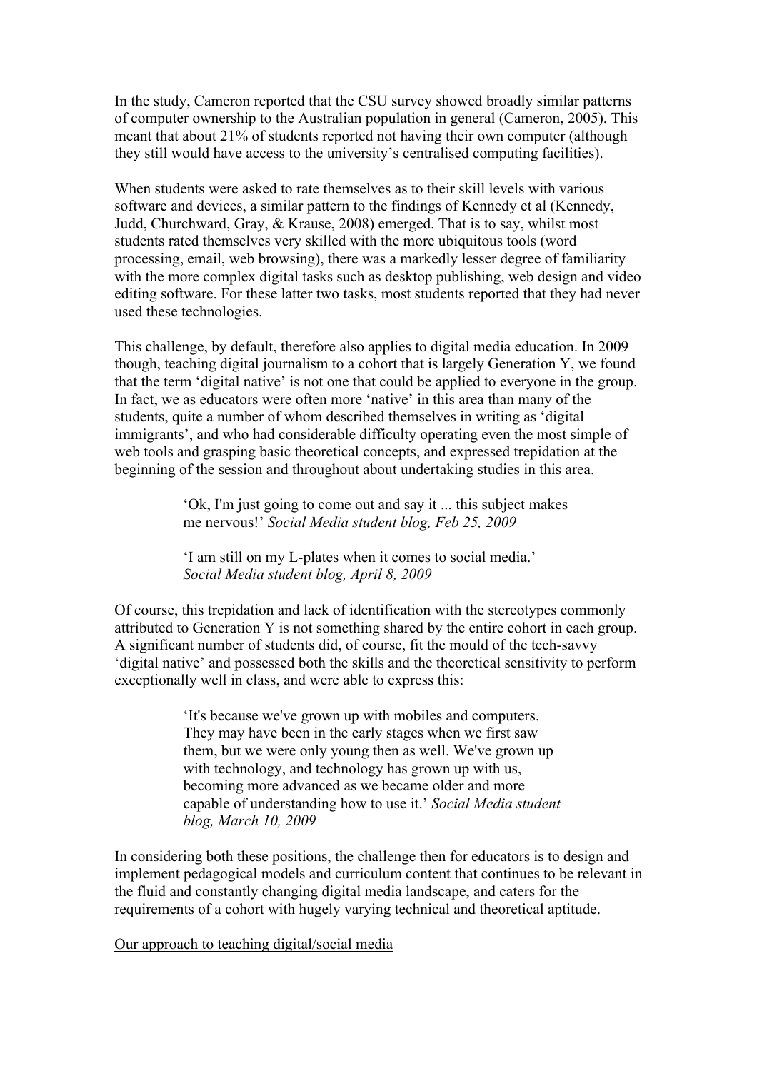In the study, Cameron reported that the CSU survey showed broadly similar patterns of computer ownership to the Australian population in general (Cameron, 2005). This meant that about 21% of students reported not having their own computer (although they still would have access to the university's centralised computing facilities).

When students were asked to rate themselves as to their skill levels with various software and devices, a similar pattern to the findings of Kennedy et al (Kennedy, Judd, Churchward, Gray, & Krause, 2008) emerged. That is to say, whilst most students rated themselves very skilled with the more ubiquitous tools (word processing, email, web browsing), there was a markedly lesser degree of familiarity with the more complex digital tasks such as desktop publishing, web design and video editing software. For these latter two tasks, most students reported that they had never used these technologies.

This challenge, by default, therefore also applies to digital media education. In 2009 though, teaching digital journalism to a cohort that is largely Generation Y, we found that the term 'digital native' is not one that could be applied to everyone in the group. In fact, we as educators were often more 'native' in this area than many of the students, quite a number of whom described themselves in writing as 'digital immigrants', and who had considerable difficulty operating even the most simple of web tools and grasping basic theoretical concepts, and expressed trepidation at the beginning of the session and throughout about undertaking studies in this area.

> 'Ok, I'm just going to come out and say it ... this subject makes me nervous!' *Social Media student blog, Feb 25, 2009*
>
> 'I am still on my L-plates when it comes to social media.' *Social Media student blog, April 8, 2009*

Of course, this trepidation and lack of identification with the stereotypes commonly attributed to Generation Y is not something shared by the entire cohort in each group. A significant number of students did, of course, fit the mould of the tech-savvy 'digital native' and possessed both the skills and the theoretical sensitivity to perform exceptionally well in class, and were able to express this:

> 'It's because we've grown up with mobiles and computers. They may have been in the early stages when we first saw them, but we were only young then as well. We've grown up with technology, and technology has grown up with us, becoming more advanced as we became older and more capable of understanding how to use it.' *Social Media student blog, March 10, 2009*

In considering both these positions, the challenge then for educators is to design and implement pedagogical models and curriculum content that continues to be relevant in the fluid and constantly changing digital media landscape, and caters for the requirements of a cohort with hugely varying technical and theoretical aptitude.

<u>Our approach to teaching digital/social media</u>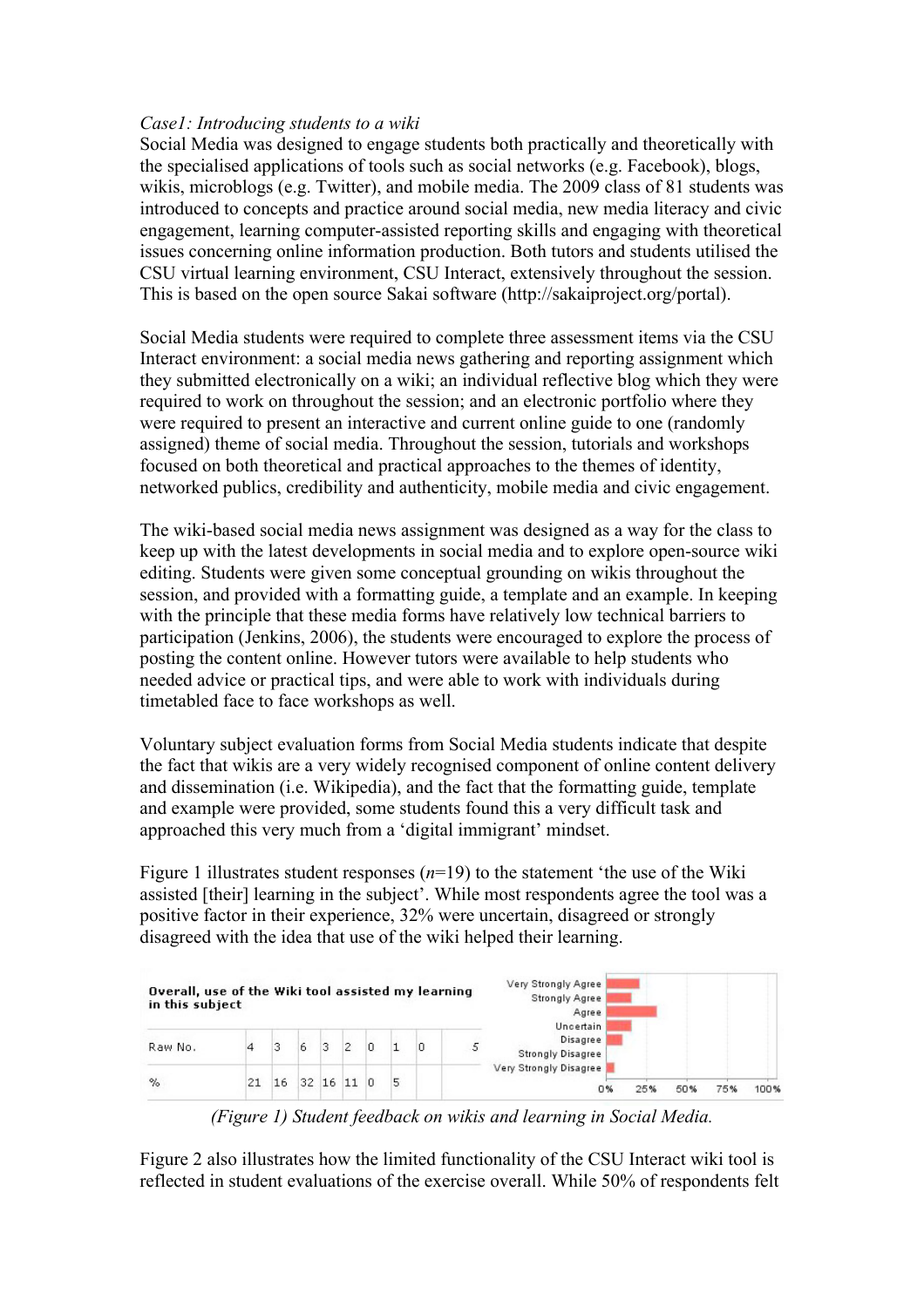*Case1: Introducing students to a wiki*

Social Media was designed to engage students both practically and theoretically with the specialised applications of tools such as social networks (e.g. Facebook), blogs, wikis, microblogs (e.g. Twitter), and mobile media. The 2009 class of 81 students was introduced to concepts and practice around social media, new media literacy and civic engagement, learning computer-assisted reporting skills and engaging with theoretical issues concerning online information production. Both tutors and students utilised the CSU virtual learning environment, CSU Interact, extensively throughout the session. This is based on the open source Sakai software (http://sakaiproject.org/portal).

Social Media students were required to complete three assessment items via the CSU Interact environment: a social media news gathering and reporting assignment which they submitted electronically on a wiki; an individual reflective blog which they were required to work on throughout the session; and an electronic portfolio where they were required to present an interactive and current online guide to one (randomly assigned) theme of social media. Throughout the session, tutorials and workshops focused on both theoretical and practical approaches to the themes of identity, networked publics, credibility and authenticity, mobile media and civic engagement.

The wiki-based social media news assignment was designed as a way for the class to keep up with the latest developments in social media and to explore open-source wiki editing. Students were given some conceptual grounding on wikis throughout the session, and provided with a formatting guide, a template and an example. In keeping with the principle that these media forms have relatively low technical barriers to participation (Jenkins, 2006), the students were encouraged to explore the process of posting the content online. However tutors were available to help students who needed advice or practical tips, and were able to work with individuals during timetabled face to face workshops as well.

Voluntary subject evaluation forms from Social Media students indicate that despite the fact that wikis are a very widely recognised component of online content delivery and dissemination (i.e. Wikipedia), and the fact that the formatting guide, template and example were provided, some students found this a very difficult task and approached this very much from a 'digital immigrant' mindset.

Figure 1 illustrates student responses ($n$=19) to the statement 'the use of the Wiki assisted [their] learning in the subject'. While most respondents agree the tool was a positive factor in their experience, 32% were uncertain, disagreed or strongly disagreed with the idea that use of the wiki helped their learning.

| Overall, use of the Wiki tool assisted my learning in this subject | Very Strongly Agree | Strongly Agree | Agree | Uncertain | Disagree | Strongly Disagree | Very Strongly Disagree | | |
|---|---|---|---|---|---|---|---|---|---|
| Raw No. | 4 | 3 | 6 | 3 | 2 | 0 | 1 | 0 | 5 |
| % | 21 | 16 | 32 | 16 | 11 | 0 | 5 | | |

*(Figure 1) Student feedback on wikis and learning in Social Media.*

Figure 2 also illustrates how the limited functionality of the CSU Interact wiki tool is reflected in student evaluations of the exercise overall. While 50% of respondents felt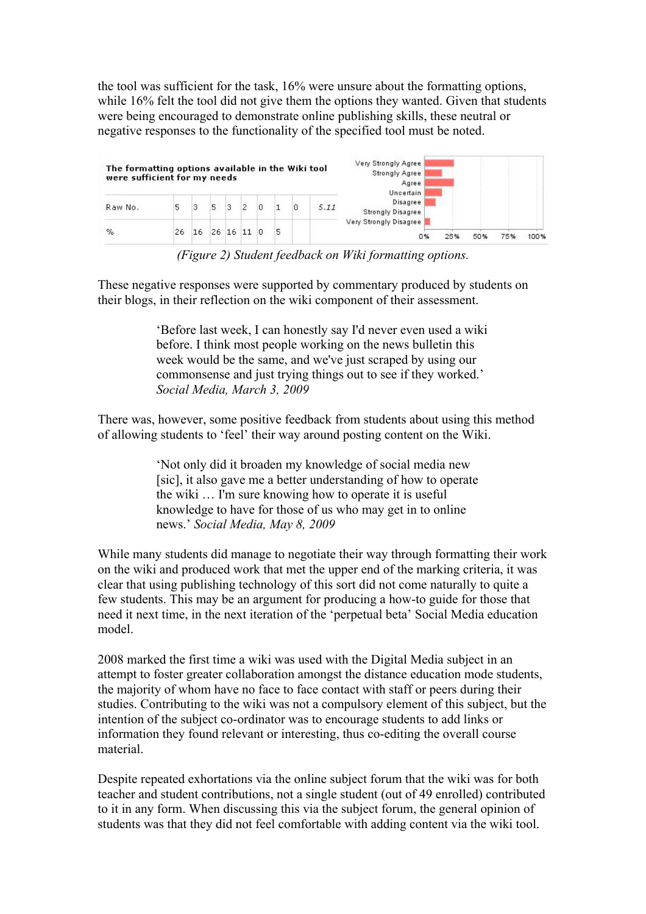the tool was sufficient for the task, 16% were unsure about the formatting options, while 16% felt the tool did not give them the options they wanted. Given that students were being encouraged to demonstrate online publishing skills, these neutral or negative responses to the functionality of the specified tool must be noted.

| The formatting options available in the Wiki tool were sufficient for my needs | | | | | | | | | |
|---|---|---|---|---|---|---|---|---|---|
| Raw No. | 5 | 3 | 5 | 3 | 2 | 0 | 1 | 0 | 5.11 |
| % | 26 | 16 | 26 | 16 | 11 | 0 | 5 | | |

*(Figure 2) Student feedback on Wiki formatting options.*

These negative responses were supported by commentary produced by students on their blogs, in their reflection on the wiki component of their assessment.

> 'Before last week, I can honestly say I'd never even used a wiki before. I think most people working on the news bulletin this week would be the same, and we've just scraped by using our commonsense and just trying things out to see if they worked.' *Social Media, March 3, 2009*

There was, however, some positive feedback from students about using this method of allowing students to 'feel' their way around posting content on the Wiki.

> 'Not only did it broaden my knowledge of social media new [sic], it also gave me a better understanding of how to operate the wiki … I'm sure knowing how to operate it is useful knowledge to have for those of us who may get in to online news.' *Social Media, May 8, 2009*

While many students did manage to negotiate their way through formatting their work on the wiki and produced work that met the upper end of the marking criteria, it was clear that using publishing technology of this sort did not come naturally to quite a few students. This may be an argument for producing a how-to guide for those that need it next time, in the next iteration of the 'perpetual beta' Social Media education model.

2008 marked the first time a wiki was used with the Digital Media subject in an attempt to foster greater collaboration amongst the distance education mode students, the majority of whom have no face to face contact with staff or peers during their studies. Contributing to the wiki was not a compulsory element of this subject, but the intention of the subject co-ordinator was to encourage students to add links or information they found relevant or interesting, thus co-editing the overall course material.

Despite repeated exhortations via the online subject forum that the wiki was for both teacher and student contributions, not a single student (out of 49 enrolled) contributed to it in any form. When discussing this via the subject forum, the general opinion of students was that they did not feel comfortable with adding content via the wiki tool.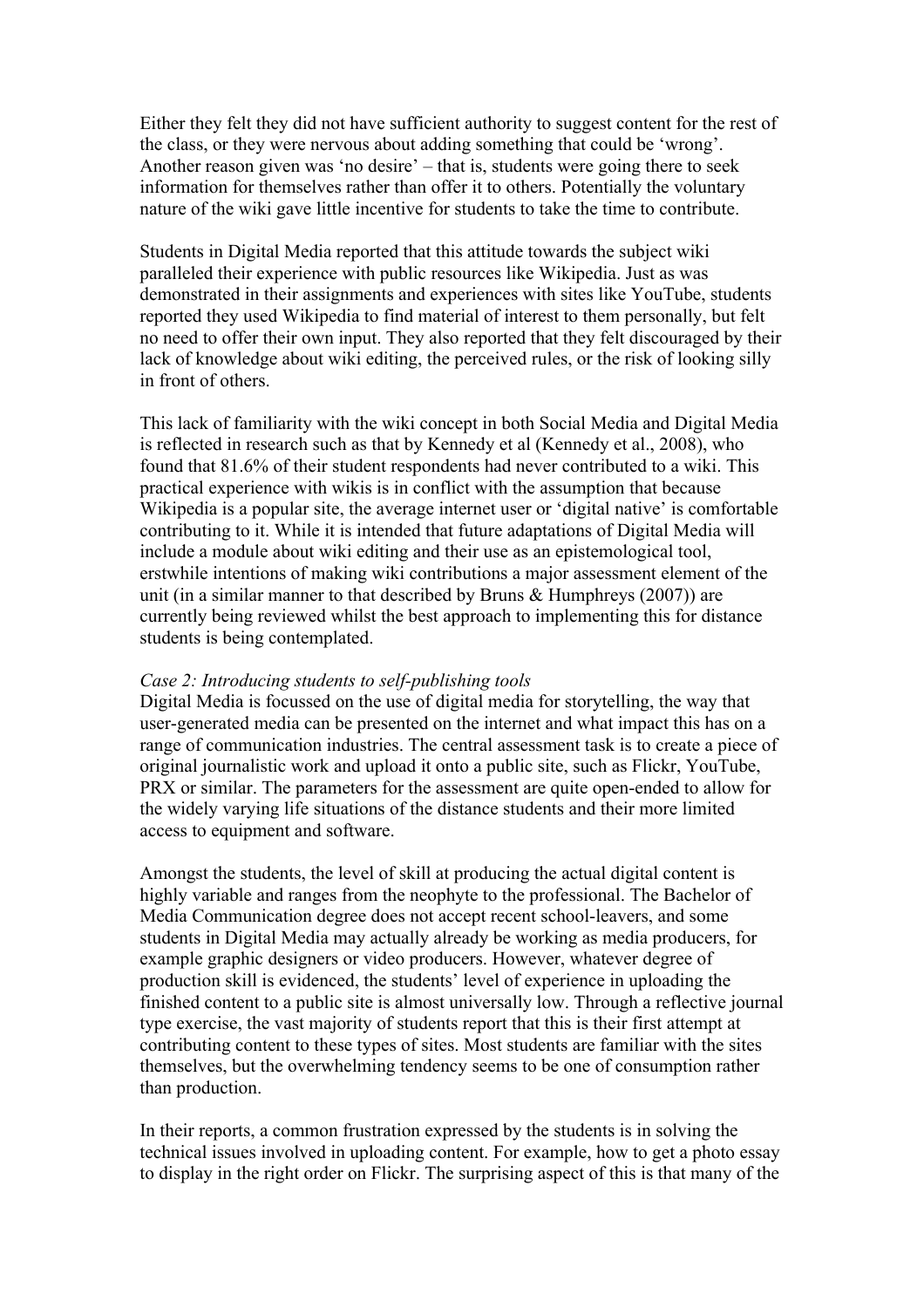Either they felt they did not have sufficient authority to suggest content for the rest of the class, or they were nervous about adding something that could be 'wrong'. Another reason given was 'no desire' – that is, students were going there to seek information for themselves rather than offer it to others. Potentially the voluntary nature of the wiki gave little incentive for students to take the time to contribute.

Students in Digital Media reported that this attitude towards the subject wiki paralleled their experience with public resources like Wikipedia. Just as was demonstrated in their assignments and experiences with sites like YouTube, students reported they used Wikipedia to find material of interest to them personally, but felt no need to offer their own input. They also reported that they felt discouraged by their lack of knowledge about wiki editing, the perceived rules, or the risk of looking silly in front of others.

This lack of familiarity with the wiki concept in both Social Media and Digital Media is reflected in research such as that by Kennedy et al (Kennedy et al., 2008), who found that 81.6% of their student respondents had never contributed to a wiki. This practical experience with wikis is in conflict with the assumption that because Wikipedia is a popular site, the average internet user or 'digital native' is comfortable contributing to it. While it is intended that future adaptations of Digital Media will include a module about wiki editing and their use as an epistemological tool, erstwhile intentions of making wiki contributions a major assessment element of the unit (in a similar manner to that described by Bruns & Humphreys (2007)) are currently being reviewed whilst the best approach to implementing this for distance students is being contemplated.

*Case 2: Introducing students to self-publishing tools*

Digital Media is focussed on the use of digital media for storytelling, the way that user-generated media can be presented on the internet and what impact this has on a range of communication industries. The central assessment task is to create a piece of original journalistic work and upload it onto a public site, such as Flickr, YouTube, PRX or similar. The parameters for the assessment are quite open-ended to allow for the widely varying life situations of the distance students and their more limited access to equipment and software.

Amongst the students, the level of skill at producing the actual digital content is highly variable and ranges from the neophyte to the professional. The Bachelor of Media Communication degree does not accept recent school-leavers, and some students in Digital Media may actually already be working as media producers, for example graphic designers or video producers. However, whatever degree of production skill is evidenced, the students' level of experience in uploading the finished content to a public site is almost universally low. Through a reflective journal type exercise, the vast majority of students report that this is their first attempt at contributing content to these types of sites. Most students are familiar with the sites themselves, but the overwhelming tendency seems to be one of consumption rather than production.

In their reports, a common frustration expressed by the students is in solving the technical issues involved in uploading content. For example, how to get a photo essay to display in the right order on Flickr. The surprising aspect of this is that many of the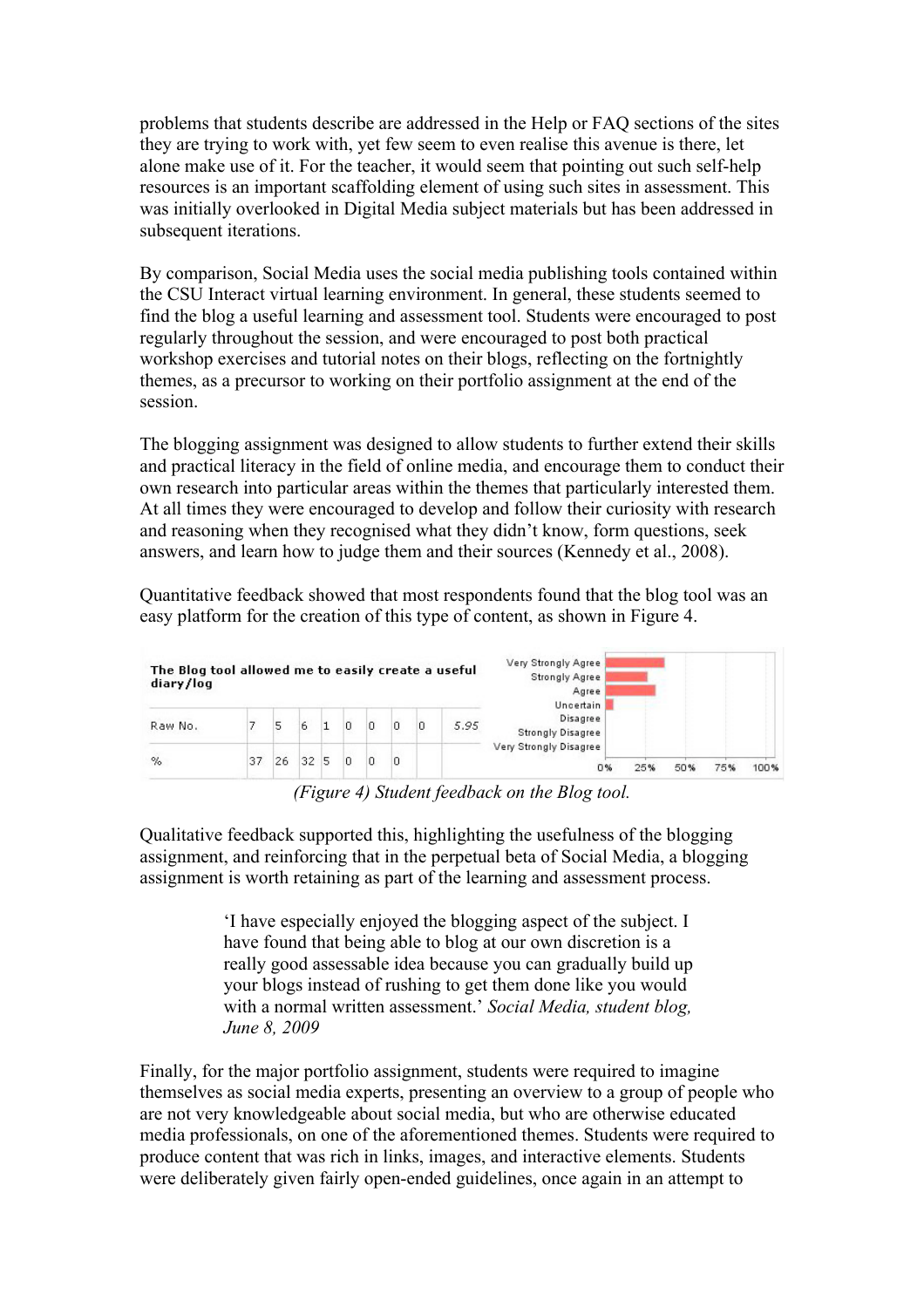problems that students describe are addressed in the Help or FAQ sections of the sites they are trying to work with, yet few seem to even realise this avenue is there, let alone make use of it. For the teacher, it would seem that pointing out such self-help resources is an important scaffolding element of using such sites in assessment. This was initially overlooked in Digital Media subject materials but has been addressed in subsequent iterations.

By comparison, Social Media uses the social media publishing tools contained within the CSU Interact virtual learning environment. In general, these students seemed to find the blog a useful learning and assessment tool. Students were encouraged to post regularly throughout the session, and were encouraged to post both practical workshop exercises and tutorial notes on their blogs, reflecting on the fortnightly themes, as a precursor to working on their portfolio assignment at the end of the session.

The blogging assignment was designed to allow students to further extend their skills and practical literacy in the field of online media, and encourage them to conduct their own research into particular areas within the themes that particularly interested them. At all times they were encouraged to develop and follow their curiosity with research and reasoning when they recognised what they didn't know, form questions, seek answers, and learn how to judge them and their sources (Kennedy et al., 2008).

Quantitative feedback showed that most respondents found that the blog tool was an easy platform for the creation of this type of content, as shown in Figure 4.

| The Blog tool allowed me to easily create a useful diary/log | | | | | | | | | |
|---|---|---|---|---|---|---|---|---|---|
| Raw No. | 7 | 5 | 6 | 1 | 0 | 0 | 0 | 0 | 5.95 |
| % | 37 | 26 | 32 | 5 | 0 | 0 | 0 | | |

(Figure 4) Student feedback on the Blog tool.

Qualitative feedback supported this, highlighting the usefulness of the blogging assignment, and reinforcing that in the perpetual beta of Social Media, a blogging assignment is worth retaining as part of the learning and assessment process.

> 'I have especially enjoyed the blogging aspect of the subject. I have found that being able to blog at our own discretion is a really good assessable idea because you can gradually build up your blogs instead of rushing to get them done like you would with a normal written assessment.' *Social Media, student blog, June 8, 2009*

Finally, for the major portfolio assignment, students were required to imagine themselves as social media experts, presenting an overview to a group of people who are not very knowledgeable about social media, but who are otherwise educated media professionals, on one of the aforementioned themes. Students were required to produce content that was rich in links, images, and interactive elements. Students were deliberately given fairly open-ended guidelines, once again in an attempt to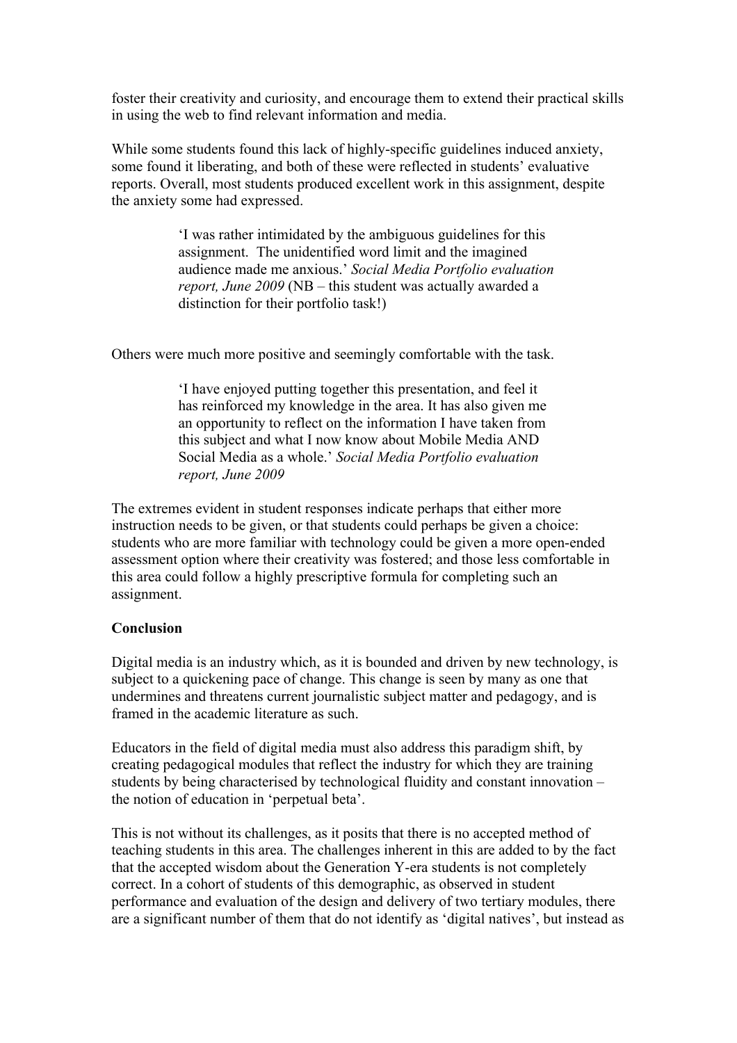foster their creativity and curiosity, and encourage them to extend their practical skills in using the web to find relevant information and media.

While some students found this lack of highly-specific guidelines induced anxiety, some found it liberating, and both of these were reflected in students' evaluative reports. Overall, most students produced excellent work in this assignment, despite the anxiety some had expressed.

> 'I was rather intimidated by the ambiguous guidelines for this assignment. The unidentified word limit and the imagined audience made me anxious.' *Social Media Portfolio evaluation report, June 2009* (NB – this student was actually awarded a distinction for their portfolio task!)

Others were much more positive and seemingly comfortable with the task.

> 'I have enjoyed putting together this presentation, and feel it has reinforced my knowledge in the area. It has also given me an opportunity to reflect on the information I have taken from this subject and what I now know about Mobile Media AND Social Media as a whole.' *Social Media Portfolio evaluation report, June 2009*

The extremes evident in student responses indicate perhaps that either more instruction needs to be given, or that students could perhaps be given a choice: students who are more familiar with technology could be given a more open-ended assessment option where their creativity was fostered; and those less comfortable in this area could follow a highly prescriptive formula for completing such an assignment.

**Conclusion**

Digital media is an industry which, as it is bounded and driven by new technology, is subject to a quickening pace of change. This change is seen by many as one that undermines and threatens current journalistic subject matter and pedagogy, and is framed in the academic literature as such.

Educators in the field of digital media must also address this paradigm shift, by creating pedagogical modules that reflect the industry for which they are training students by being characterised by technological fluidity and constant innovation – the notion of education in 'perpetual beta'.

This is not without its challenges, as it posits that there is no accepted method of teaching students in this area. The challenges inherent in this are added to by the fact that the accepted wisdom about the Generation Y-era students is not completely correct. In a cohort of students of this demographic, as observed in student performance and evaluation of the design and delivery of two tertiary modules, there are a significant number of them that do not identify as 'digital natives', but instead as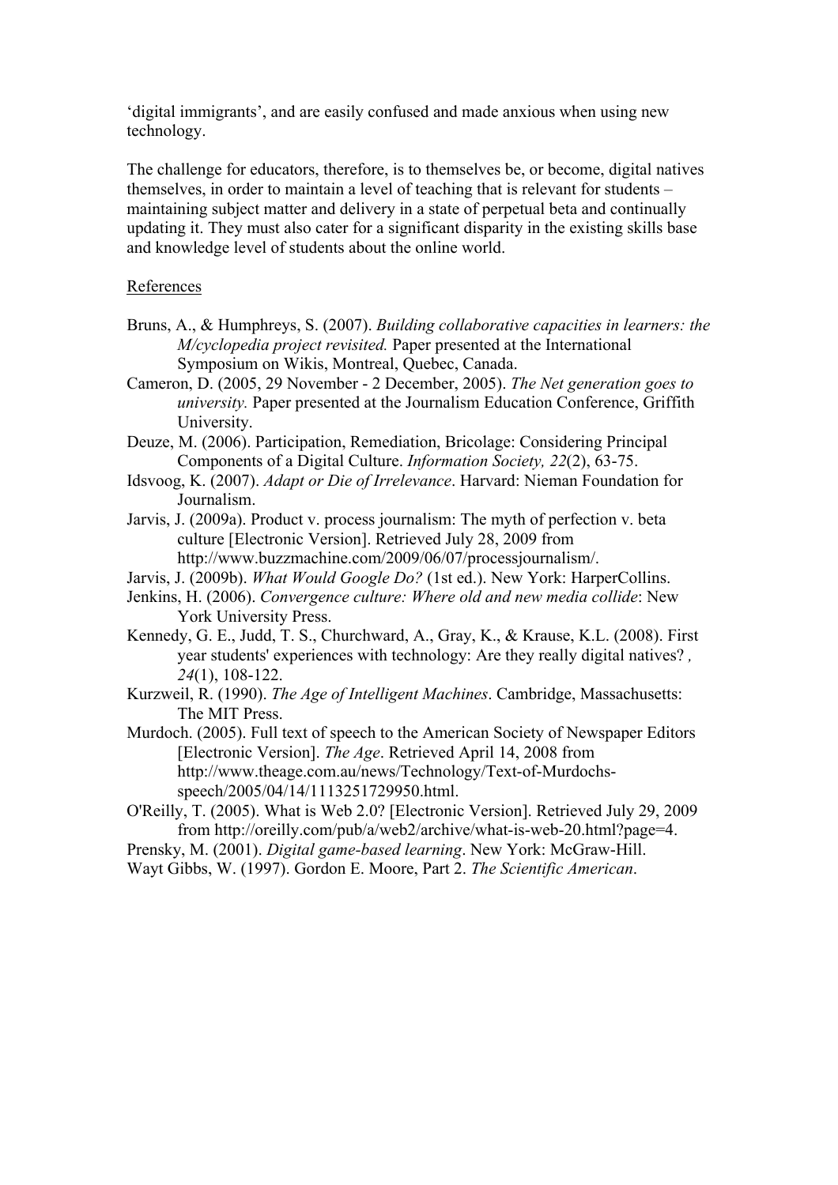'digital immigrants', and are easily confused and made anxious when using new technology.

The challenge for educators, therefore, is to themselves be, or become, digital natives themselves, in order to maintain a level of teaching that is relevant for students – maintaining subject matter and delivery in a state of perpetual beta and continually updating it. They must also cater for a significant disparity in the existing skills base and knowledge level of students about the online world.

References

Bruns, A., & Humphreys, S. (2007). *Building collaborative capacities in learners: the M/cyclopedia project revisited.* Paper presented at the International Symposium on Wikis, Montreal, Quebec, Canada.

Cameron, D. (2005, 29 November - 2 December, 2005). *The Net generation goes to university.* Paper presented at the Journalism Education Conference, Griffith University.

Deuze, M. (2006). Participation, Remediation, Bricolage: Considering Principal Components of a Digital Culture. *Information Society, 22*(2), 63-75.

Idsvoog, K. (2007). *Adapt or Die of Irrelevance*. Harvard: Nieman Foundation for Journalism.

Jarvis, J. (2009a). Product v. process journalism: The myth of perfection v. beta culture [Electronic Version]. Retrieved July 28, 2009 from http://www.buzzmachine.com/2009/06/07/processjournalism/.

Jarvis, J. (2009b). *What Would Google Do?* (1st ed.). New York: HarperCollins.

Jenkins, H. (2006). *Convergence culture: Where old and new media collide*: New York University Press.

Kennedy, G. E., Judd, T. S., Churchward, A., Gray, K., & Krause, K.L. (2008). First year students' experiences with technology: Are they really digital natives? *, 24*(1), 108-122.

Kurzweil, R. (1990). *The Age of Intelligent Machines*. Cambridge, Massachusetts: The MIT Press.

Murdoch. (2005). Full text of speech to the American Society of Newspaper Editors [Electronic Version]. *The Age*. Retrieved April 14, 2008 from http://www.theage.com.au/news/Technology/Text-of-Murdochs-speech/2005/04/14/1113251729950.html.

O'Reilly, T. (2005). What is Web 2.0? [Electronic Version]. Retrieved July 29, 2009 from http://oreilly.com/pub/a/web2/archive/what-is-web-20.html?page=4.

Prensky, M. (2001). *Digital game-based learning*. New York: McGraw-Hill.

Wayt Gibbs, W. (1997). Gordon E. Moore, Part 2. *The Scientific American*.